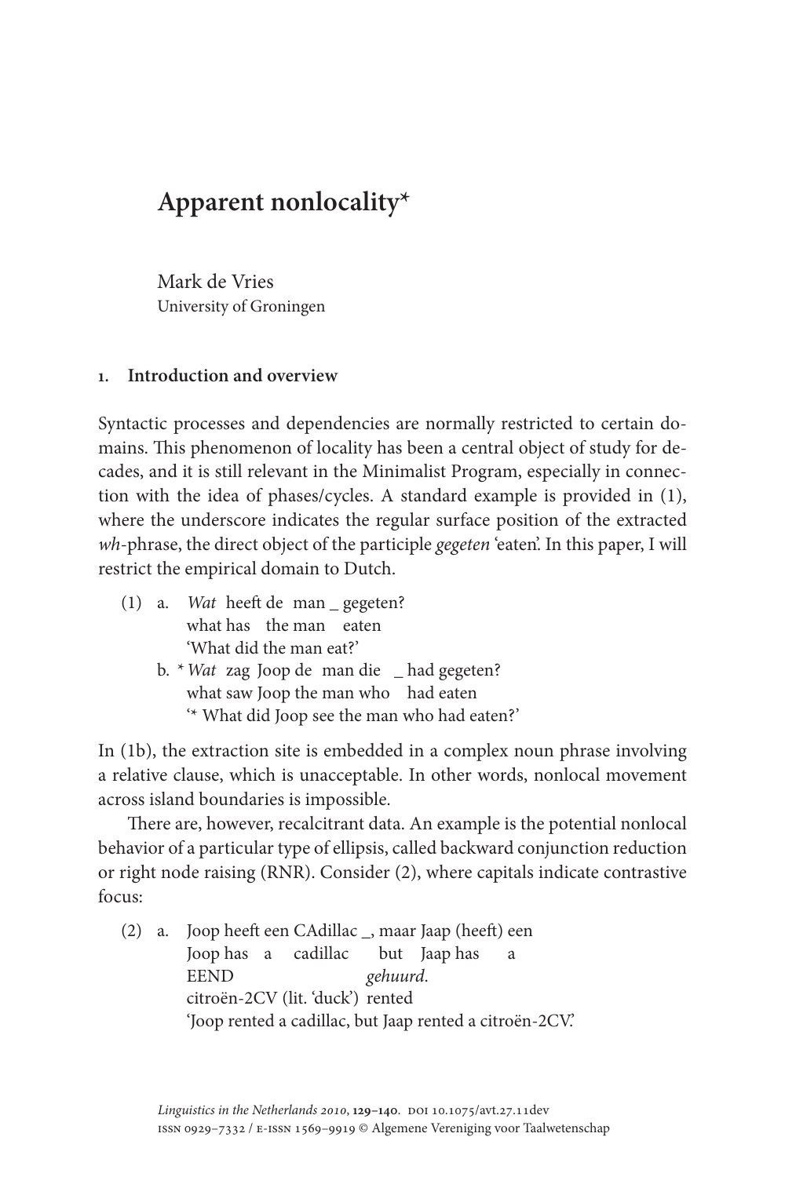# Apparent nonlocality*

Mark de Vries
University of Groningen

## 1. Introduction and overview

Syntactic processes and dependencies are normally restricted to certain domains. This phenomenon of locality has been a central object of study for decades, and it is still relevant in the Minimalist Program, especially in connection with the idea of phases/cycles. A standard example is provided in (1), where the underscore indicates the regular surface position of the extracted *wh*-phrase, the direct object of the participle *gegeten* 'eaten'. In this paper, I will restrict the empirical domain to Dutch.

(1) a. *Wat* heeft de man _ gegeten?
   what has the man eaten
   'What did the man eat?'

 b. * *Wat* zag Joop de man die _ had gegeten?
   what saw Joop the man who had eaten
   '* What did Joop see the man who had eaten?'

In (1b), the extraction site is embedded in a complex noun phrase involving a relative clause, which is unacceptable. In other words, nonlocal movement across island boundaries is impossible.

There are, however, recalcitrant data. An example is the potential nonlocal behavior of a particular type of ellipsis, called backward conjunction reduction or right node raising (RNR). Consider (2), where capitals indicate contrastive focus:

(2) a. Joop heeft een CAdillac _, maar Jaap (heeft) een EEND *gehuurd*.
   Joop has a cadillac but Jaap has a citroën-2CV (lit. 'duck') rented
   'Joop rented a cadillac, but Jaap rented a citroën-2CV.'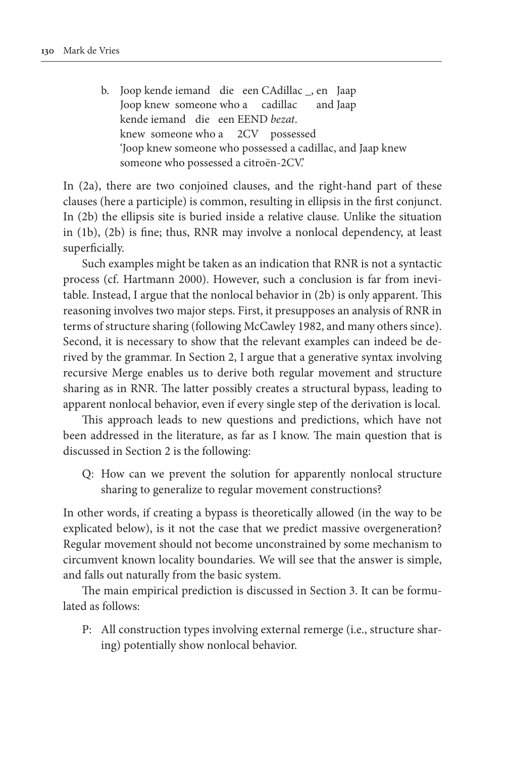b. Joop kende iemand die een CAdillac _, en Jaap  
   Joop knew someone who a cadillac and Jaap  
   kende iemand die een EEND *bezat*.  
   knew someone who a 2CV possessed  
   'Joop knew someone who possessed a cadillac, and Jaap knew someone who possessed a citroën-2CV.'

In (2a), there are two conjoined clauses, and the right-hand part of these clauses (here a participle) is common, resulting in ellipsis in the first conjunct. In (2b) the ellipsis site is buried inside a relative clause. Unlike the situation in (1b), (2b) is fine; thus, RNR may involve a nonlocal dependency, at least superficially.

Such examples might be taken as an indication that RNR is not a syntactic process (cf. Hartmann 2000). However, such a conclusion is far from inevitable. Instead, I argue that the nonlocal behavior in (2b) is only apparent. This reasoning involves two major steps. First, it presupposes an analysis of RNR in terms of structure sharing (following McCawley 1982, and many others since). Second, it is necessary to show that the relevant examples can indeed be derived by the grammar. In Section 2, I argue that a generative syntax involving recursive Merge enables us to derive both regular movement and structure sharing as in RNR. The latter possibly creates a structural bypass, leading to apparent nonlocal behavior, even if every single step of the derivation is local.

This approach leads to new questions and predictions, which have not been addressed in the literature, as far as I know. The main question that is discussed in Section 2 is the following:

Q: How can we prevent the solution for apparently nonlocal structure sharing to generalize to regular movement constructions?

In other words, if creating a bypass is theoretically allowed (in the way to be explicated below), is it not the case that we predict massive overgeneration? Regular movement should not become unconstrained by some mechanism to circumvent known locality boundaries. We will see that the answer is simple, and falls out naturally from the basic system.

The main empirical prediction is discussed in Section 3. It can be formulated as follows:

P: All construction types involving external remerge (i.e., structure sharing) potentially show nonlocal behavior.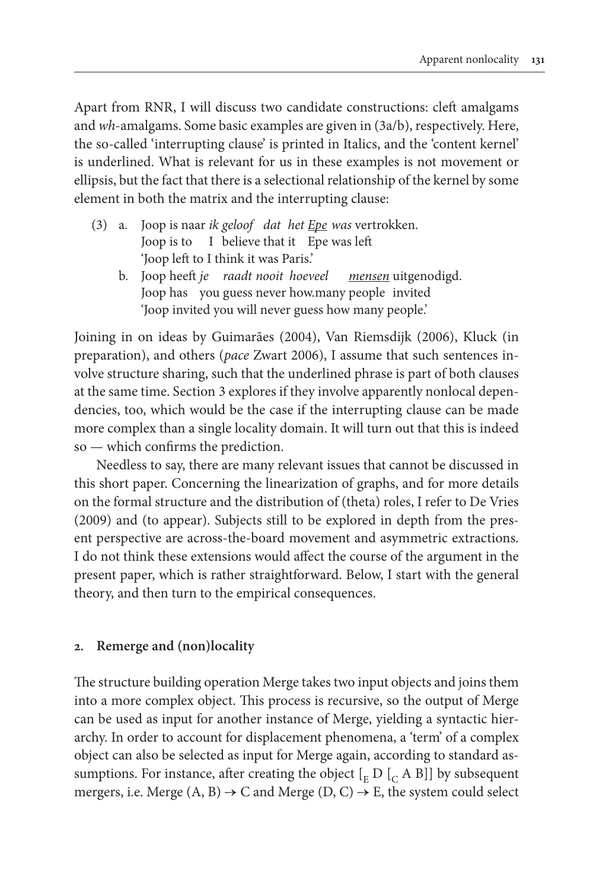Apart from RNR, I will discuss two candidate constructions: cleft amalgams and *wh*-amalgams. Some basic examples are given in (3a/b), respectively. Here, the so-called 'interrupting clause' is printed in Italics, and the 'content kernel' is underlined. What is relevant for us in these examples is not movement or ellipsis, but the fact that there is a selectional relationship of the kernel by some element in both the matrix and the interrupting clause:

(3) a. Joop is naar *ik geloof dat het <u>Epe</u> was* vertrokken.
   Joop is to I believe that it Epe was left
   'Joop left to I think it was Paris.'

   b. Joop heeft *je raadt nooit hoeveel* <u>*mensen*</u> uitgenodigd.
   Joop has you guess never how.many people invited
   'Joop invited you will never guess how many people.'

Joining in on ideas by Guimarães (2004), Van Riemsdijk (2006), Kluck (in preparation), and others (*pace* Zwart 2006), I assume that such sentences involve structure sharing, such that the underlined phrase is part of both clauses at the same time. Section 3 explores if they involve apparently nonlocal dependencies, too, which would be the case if the interrupting clause can be made more complex than a single locality domain. It will turn out that this is indeed so — which confirms the prediction.

Needless to say, there are many relevant issues that cannot be discussed in this short paper. Concerning the linearization of graphs, and for more details on the formal structure and the distribution of (theta) roles, I refer to De Vries (2009) and (to appear). Subjects still to be explored in depth from the present perspective are across-the-board movement and asymmetric extractions. I do not think these extensions would affect the course of the argument in the present paper, which is rather straightforward. Below, I start with the general theory, and then turn to the empirical consequences.

## 2. Remerge and (non)locality

The structure building operation Merge takes two input objects and joins them into a more complex object. This process is recursive, so the output of Merge can be used as input for another instance of Merge, yielding a syntactic hierarchy. In order to account for displacement phenomena, a 'term' of a complex object can also be selected as input for Merge again, according to standard assumptions. For instance, after creating the object $[_E\ D\ [_C\ A\ B]]$ by subsequent mergers, i.e. Merge (A, B) → C and Merge (D, C) → E, the system could select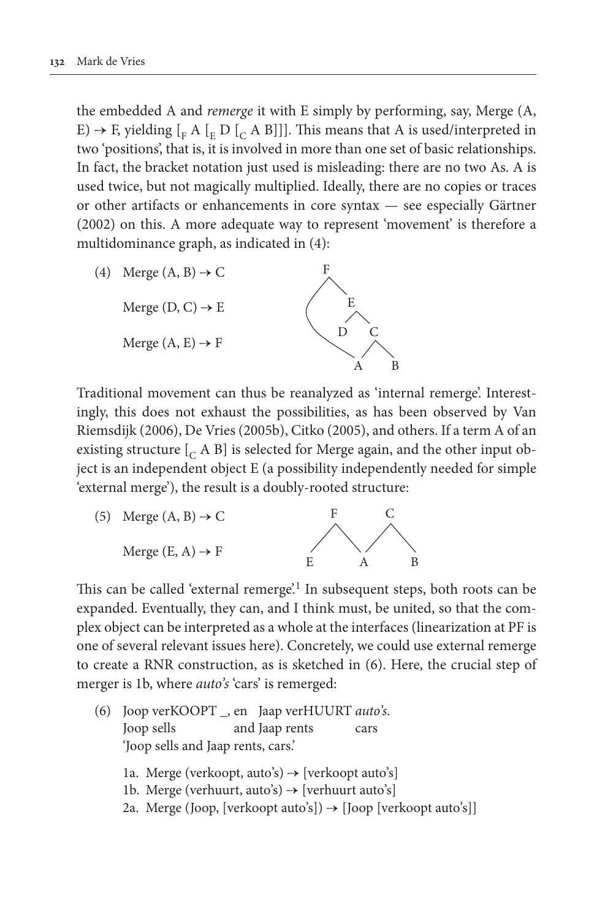the embedded A and *remerge* it with E simply by performing, say, Merge (A, E) → F, yielding [$_F$ A [$_E$ D [$_C$ A B]]]. This means that A is used/interpreted in two 'positions', that is, it is involved in more than one set of basic relationships. In fact, the bracket notation just used is misleading: there are no two As. A is used twice, but not magically multiplied. Ideally, there are no copies or traces or other artifacts or enhancements in core syntax — see especially Gärtner (2002) on this. A more adequate way to represent 'movement' is therefore a multidominance graph, as indicated in (4):

(4) Merge (A, B) → C
Merge (D, C) → E
Merge (A, E) → F

F
E
D C
A B

Traditional movement can thus be reanalyzed as 'internal remerge'. Interestingly, this does not exhaust the possibilities, as has been observed by Van Riemsdijk (2006), De Vries (2005b), Citko (2005), and others. If a term A of an existing structure [$_C$ A B] is selected for Merge again, and the other input object is an independent object E (a possibility independently needed for simple 'external merge'), the result is a doubly-rooted structure:

(5) Merge (A, B) → C
Merge (E, A) → F

F C
E A B

This can be called 'external remerge'.[1] In subsequent steps, both roots can be expanded. Eventually, they can, and I think must, be united, so that the complex object can be interpreted as a whole at the interfaces (linearization at PF is one of several relevant issues here). Concretely, we could use external remerge to create a RNR construction, as is sketched in (6). Here, the crucial step of merger is 1b, where *auto's* 'cars' is remerged:

(6) Joop verKOOPT _, en Jaap verHUURT *auto's*.
Joop sells and Jaap rents cars
'Joop sells and Jaap rents, cars.'

1a. Merge (verkoopt, auto's) → [verkoopt auto's]
1b. Merge (verhuurt, auto's) → [verhuurt auto's]
2a. Merge (Joop, [verkoopt auto's]) → [Joop [verkoopt auto's]]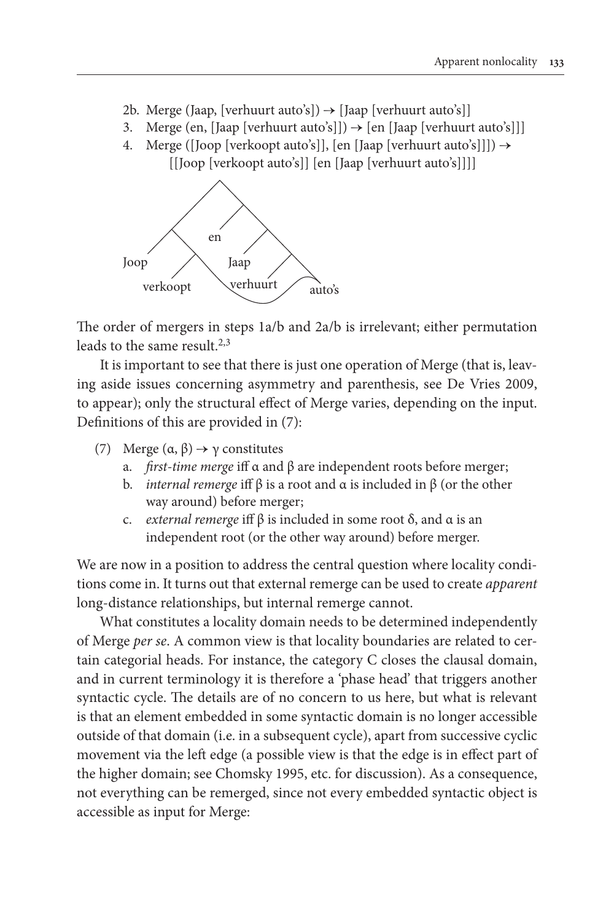2b. Merge (Jaap, [verhuurt auto's]) → [Jaap [verhuurt auto's]]
3. Merge (en, [Jaap [verhuurt auto's]]) → [en [Jaap [verhuurt auto's]]]
4. Merge ([Joop [verkoopt auto's]], [en [Jaap [verhuurt auto's]]]) → [[Joop [verkoopt auto's]] [en [Jaap [verhuurt auto's]]]]

en
Joop
Jaap
verkoopt
verhuurt
auto's

The order of mergers in steps 1a/b and 2a/b is irrelevant; either permutation leads to the same result.[2,3]

It is important to see that there is just one operation of Merge (that is, leaving aside issues concerning asymmetry and parenthesis, see De Vries 2009, to appear); only the structural effect of Merge varies, depending on the input. Definitions of this are provided in (7):

(7) Merge ($\alpha$, $\beta$) → $\gamma$ constitutes
  a. *first-time merge* iff $\alpha$ and $\beta$ are independent roots before merger;
  b. *internal remerge* iff $\beta$ is a root and $\alpha$ is included in $\beta$ (or the other way around) before merger;
  c. *external remerge* iff $\beta$ is included in some root $\delta$, and $\alpha$ is an independent root (or the other way around) before merger.

We are now in a position to address the central question where locality conditions come in. It turns out that external remerge can be used to create *apparent* long-distance relationships, but internal remerge cannot.

What constitutes a locality domain needs to be determined independently of Merge *per se*. A common view is that locality boundaries are related to certain categorial heads. For instance, the category C closes the clausal domain, and in current terminology it is therefore a 'phase head' that triggers another syntactic cycle. The details are of no concern to us here, but what is relevant is that an element embedded in some syntactic domain is no longer accessible outside of that domain (i.e. in a subsequent cycle), apart from successive cyclic movement via the left edge (a possible view is that the edge is in effect part of the higher domain; see Chomsky 1995, etc. for discussion). As a consequence, not everything can be remerged, since not every embedded syntactic object is accessible as input for Merge: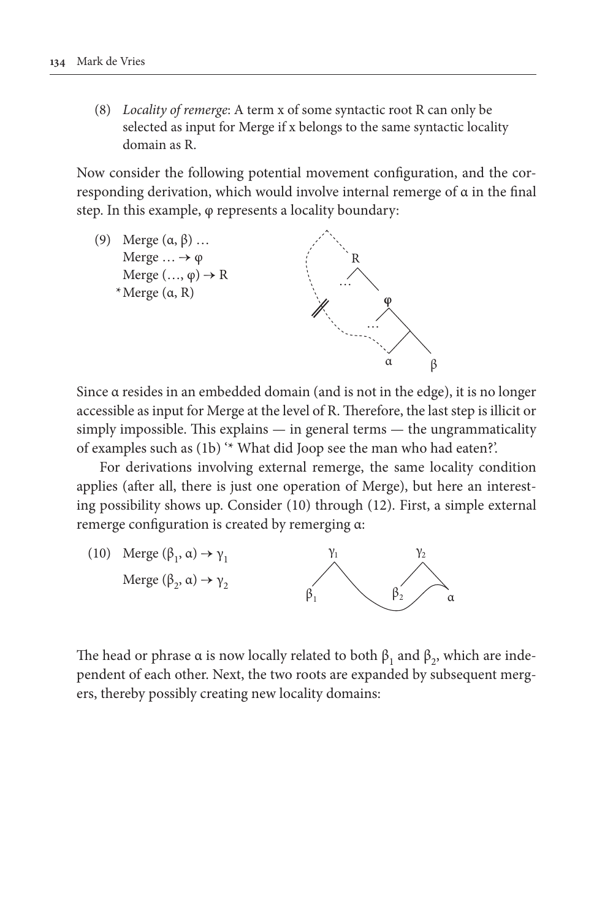(8) *Locality of remerge*: A term x of some syntactic root R can only be selected as input for Merge if x belongs to the same syntactic locality domain as R.

Now consider the following potential movement configuration, and the corresponding derivation, which would involve internal remerge of α in the final step. In this example, φ represents a locality boundary:

(9) Merge (α, β) …
Merge … → φ
Merge (…, φ) → R
*Merge (α, R)

R
…
φ
…
α
β

Since α resides in an embedded domain (and is not in the edge), it is no longer accessible as input for Merge at the level of R. Therefore, the last step is illicit or simply impossible. This explains — in general terms — the ungrammaticality of examples such as (1b) '* What did Joop see the man who had eaten?'.

For derivations involving external remerge, the same locality condition applies (after all, there is just one operation of Merge), but here an interesting possibility shows up. Consider (10) through (12). First, a simple external remerge configuration is created by remerging α:

(10) Merge ($\beta_1$, α) → $\gamma_1$
Merge ($\beta_2$, α) → $\gamma_2$

$\gamma_1$ $\gamma_2$
$\beta_1$ $\beta_2$ α

The head or phrase α is now locally related to both $\beta_1$ and $\beta_2$, which are independent of each other. Next, the two roots are expanded by subsequent mergers, thereby possibly creating new locality domains: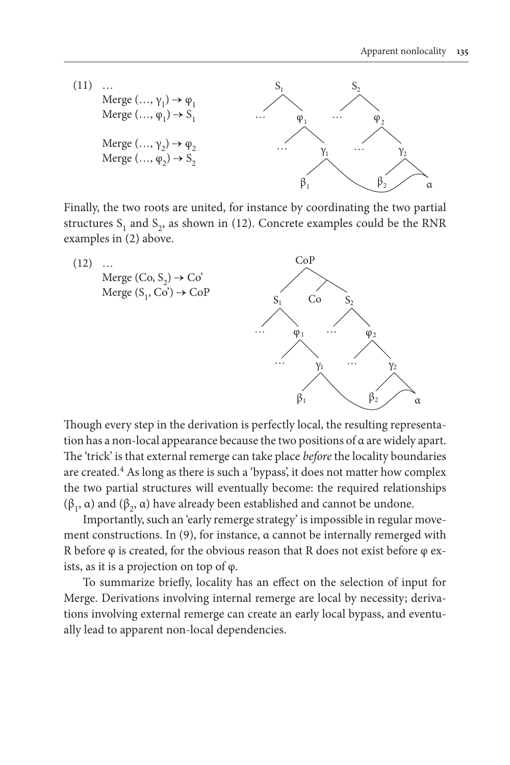(11) …
Merge (…, $\gamma_1$) → $\varphi_1$
Merge (…, $\varphi_1$) → $S_1$

Merge (…, $\gamma_2$) → $\varphi_2$
Merge (…, $\varphi_2$) → $S_2$

Finally, the two roots are united, for instance by coordinating the two partial structures $S_1$ and $S_2$, as shown in (12). Concrete examples could be the RNR examples in (2) above.

(12) …
Merge (Co, $S_2$) → Co'
Merge ($S_1$, Co') → CoP

Though every step in the derivation is perfectly local, the resulting representation has a non-local appearance because the two positions of α are widely apart. The 'trick' is that external remerge can take place *before* the locality boundaries are created.[4] As long as there is such a 'bypass', it does not matter how complex the two partial structures will eventually become: the required relationships ($\beta_1$, α) and ($\beta_2$, α) have already been established and cannot be undone.

Importantly, such an 'early remerge strategy' is impossible in regular movement constructions. In (9), for instance, α cannot be internally remerged with R before φ is created, for the obvious reason that R does not exist before φ exists, as it is a projection on top of φ.

To summarize briefly, locality has an effect on the selection of input for Merge. Derivations involving internal remerge are local by necessity; derivations involving external remerge can create an early local bypass, and eventually lead to apparent non-local dependencies.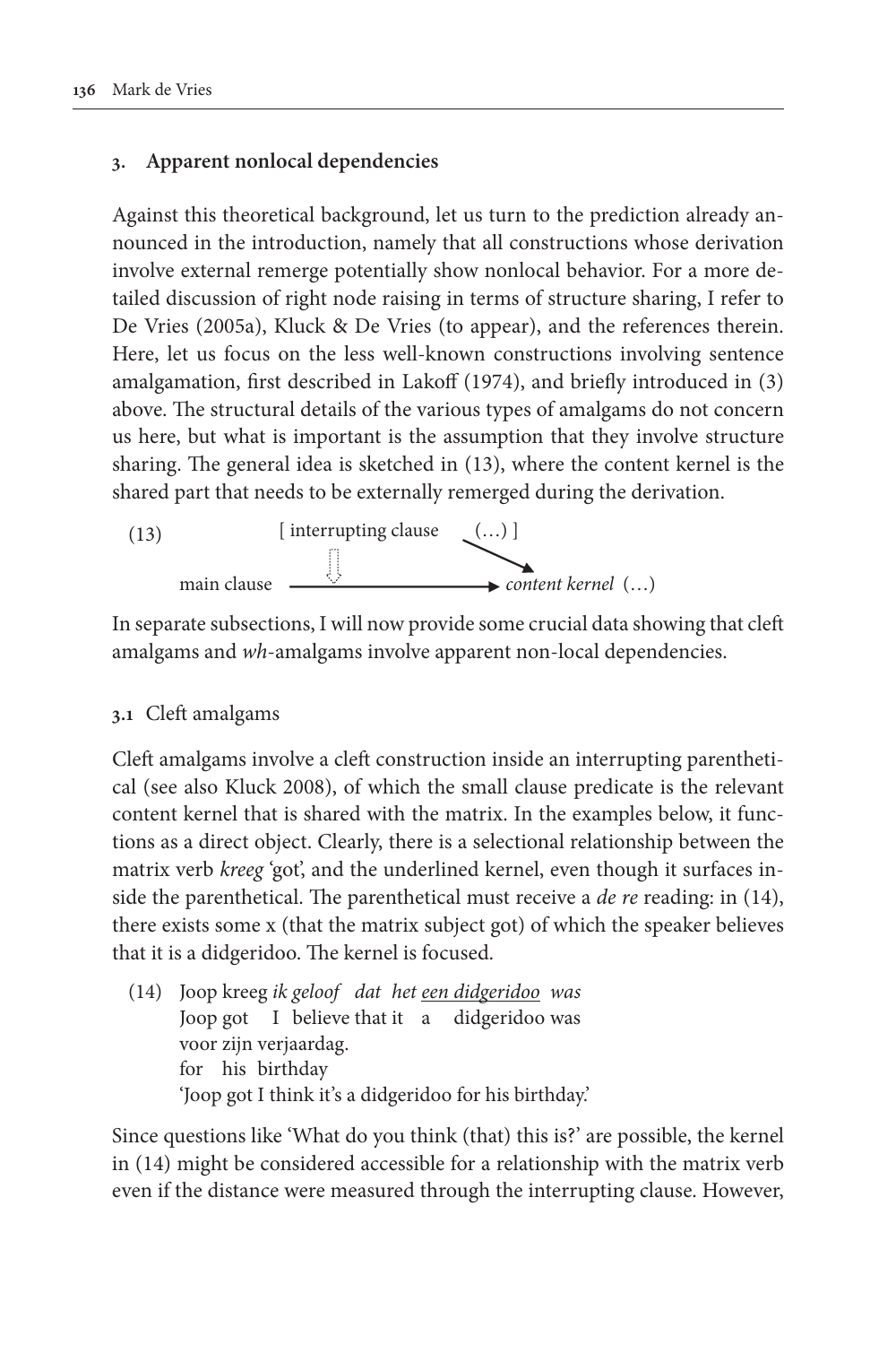## 3. Apparent nonlocal dependencies

Against this theoretical background, let us turn to the prediction already announced in the introduction, namely that all constructions whose derivation involve external remerge potentially show nonlocal behavior. For a more detailed discussion of right node raising in terms of structure sharing, I refer to De Vries (2005a), Kluck & De Vries (to appear), and the references therein. Here, let us focus on the less well-known constructions involving sentence amalgamation, first described in Lakoff (1974), and briefly introduced in (3) above. The structural details of the various types of amalgams do not concern us here, but what is important is the assumption that they involve structure sharing. The general idea is sketched in (13), where the content kernel is the shared part that needs to be externally remerged during the derivation.

(13) [ interrupting clause (…) ]

main clause → *content kernel* (…)

In separate subsections, I will now provide some crucial data showing that cleft amalgams and *wh*-amalgams involve apparent non-local dependencies.

### 3.1 Cleft amalgams

Cleft amalgams involve a cleft construction inside an interrupting parenthetical (see also Kluck 2008), of which the small clause predicate is the relevant content kernel that is shared with the matrix. In the examples below, it functions as a direct object. Clearly, there is a selectional relationship between the matrix verb *kreeg* 'got', and the underlined kernel, even though it surfaces inside the parenthetical. The parenthetical must receive a *de re* reading: in (14), there exists some x (that the matrix subject got) of which the speaker believes that it is a didgeridoo. The kernel is focused.

(14) Joop kreeg *ik geloof dat het <u>een didgeridoo</u> was* voor zijn verjaardag.
Joop got I believe that it a didgeridoo was for his birthday
'Joop got I think it's a didgeridoo for his birthday.'

Since questions like 'What do you think (that) this is?' are possible, the kernel in (14) might be considered accessible for a relationship with the matrix verb even if the distance were measured through the interrupting clause. However,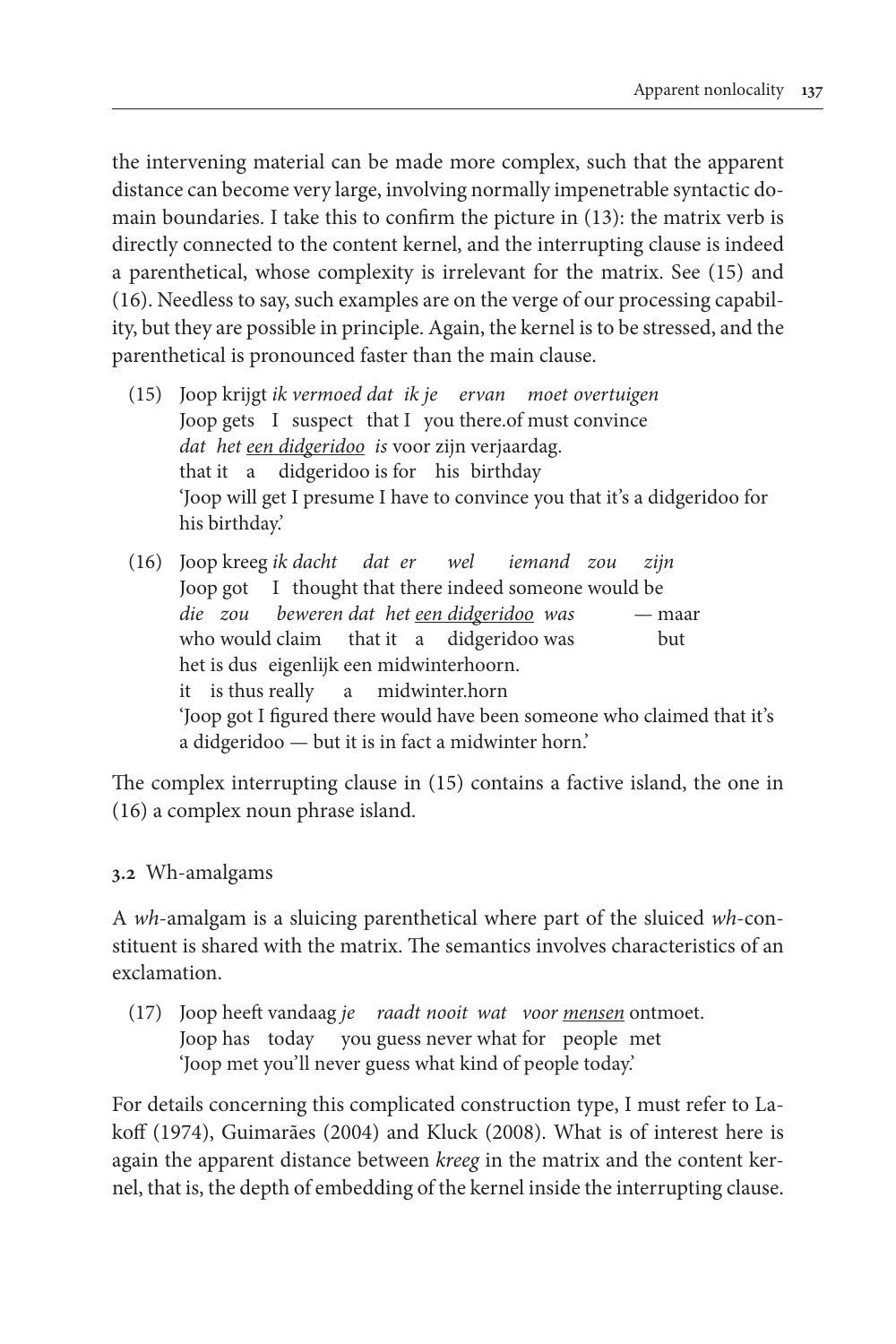the intervening material can be made more complex, such that the apparent distance can become very large, involving normally impenetrable syntactic domain boundaries. I take this to confirm the picture in (13): the matrix verb is directly connected to the content kernel, and the interrupting clause is indeed a parenthetical, whose complexity is irrelevant for the matrix. See (15) and (16). Needless to say, such examples are on the verge of our processing capability, but they are possible in principle. Again, the kernel is to be stressed, and the parenthetical is pronounced faster than the main clause.

(15) Joop krijgt *ik vermoed dat ik je ervan moet overtuigen*
Joop gets I suspect that I you there.of must convince
*dat het <u>een didgeridoo</u> is* voor zijn verjaardag.
that it a didgeridoo is for his birthday
'Joop will get I presume I have to convince you that it's a didgeridoo for his birthday.'

(16) Joop kreeg *ik dacht dat er wel iemand zou zijn*
Joop got I thought that there indeed someone would be
*die zou beweren dat het <u>een didgeridoo</u> was* — maar
who would claim that it a didgeridoo was but
het is dus eigenlijk een midwinterhoorn.
it is thus really a midwinter.horn
'Joop got I figured there would have been someone who claimed that it's a didgeridoo — but it is in fact a midwinter horn.'

The complex interrupting clause in (15) contains a factive island, the one in (16) a complex noun phrase island.

### 3.2 Wh-amalgams

A *wh*-amalgam is a sluicing parenthetical where part of the sluiced *wh*-constituent is shared with the matrix. The semantics involves characteristics of an exclamation.

(17) Joop heeft vandaag *je raadt nooit wat voor <u>mensen</u>* ontmoet.
Joop has today you guess never what for people met
'Joop met you'll never guess what kind of people today.'

For details concerning this complicated construction type, I must refer to Lakoff (1974), Guimarães (2004) and Kluck (2008). What is of interest here is again the apparent distance between *kreeg* in the matrix and the content kernel, that is, the depth of embedding of the kernel inside the interrupting clause.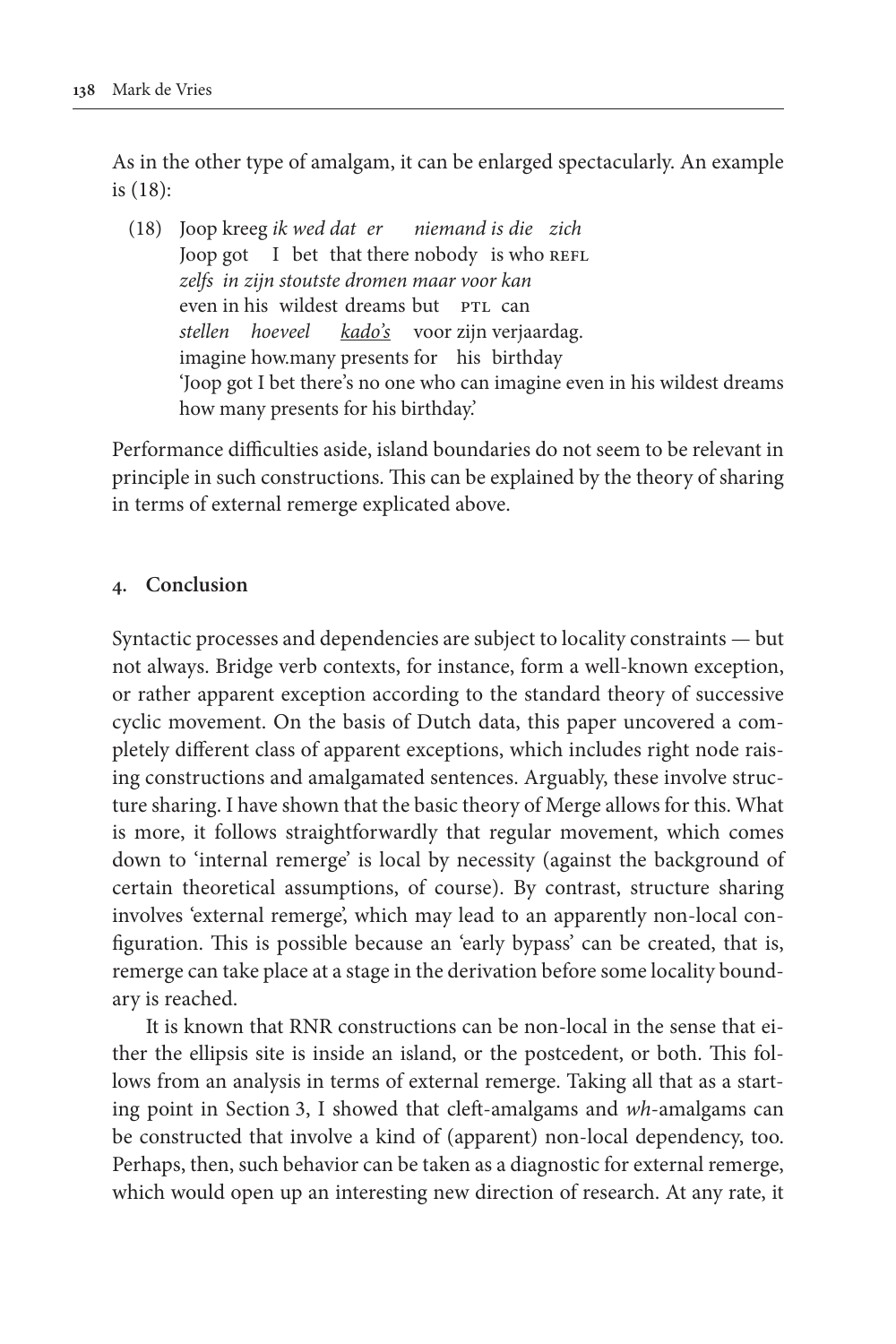As in the other type of amalgam, it can be enlarged spectacularly. An example is (18):

(18) Joop kreeg *ik wed dat er niemand is die zich*
Joop got I bet that there nobody is who REFL
*zelfs in zijn stoutste dromen maar voor kan*
even in his wildest dreams but PTL can
*stellen hoeveel* *kado's* voor zijn verjaardag.
imagine how.many presents for his birthday
'Joop got I bet there's no one who can imagine even in his wildest dreams how many presents for his birthday.'

Performance difficulties aside, island boundaries do not seem to be relevant in principle in such constructions. This can be explained by the theory of sharing in terms of external remerge explicated above.

## 4. Conclusion

Syntactic processes and dependencies are subject to locality constraints — but not always. Bridge verb contexts, for instance, form a well-known exception, or rather apparent exception according to the standard theory of successive cyclic movement. On the basis of Dutch data, this paper uncovered a completely different class of apparent exceptions, which includes right node raising constructions and amalgamated sentences. Arguably, these involve structure sharing. I have shown that the basic theory of Merge allows for this. What is more, it follows straightforwardly that regular movement, which comes down to 'internal remerge' is local by necessity (against the background of certain theoretical assumptions, of course). By contrast, structure sharing involves 'external remerge', which may lead to an apparently non-local configuration. This is possible because an 'early bypass' can be created, that is, remerge can take place at a stage in the derivation before some locality boundary is reached.

It is known that RNR constructions can be non-local in the sense that either the ellipsis site is inside an island, or the postcedent, or both. This follows from an analysis in terms of external remerge. Taking all that as a starting point in Section 3, I showed that cleft-amalgams and *wh*-amalgams can be constructed that involve a kind of (apparent) non-local dependency, too. Perhaps, then, such behavior can be taken as a diagnostic for external remerge, which would open up an interesting new direction of research. At any rate, it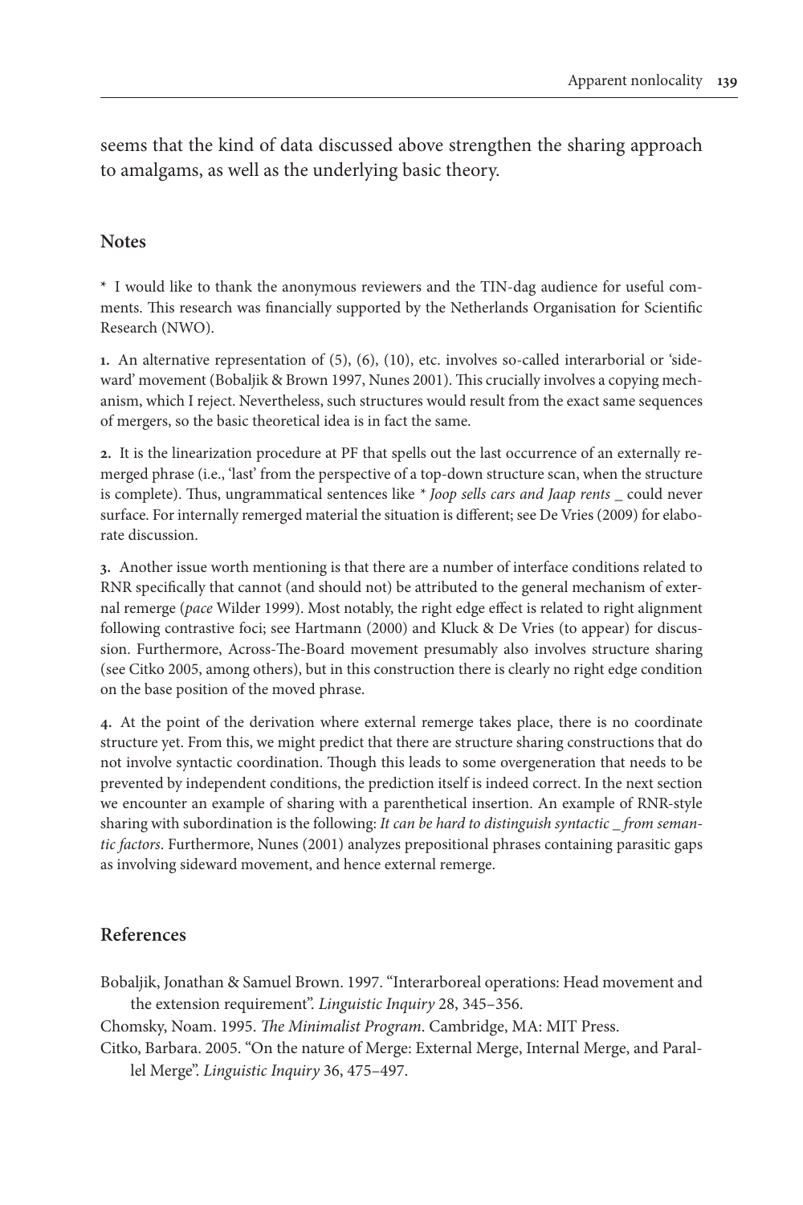seems that the kind of data discussed above strengthen the sharing approach to amalgams, as well as the underlying basic theory.

## Notes

* I would like to thank the anonymous reviewers and the TIN-dag audience for useful comments. This research was financially supported by the Netherlands Organisation for Scientific Research (NWO).

**1.** An alternative representation of (5), (6), (10), etc. involves so-called interarborial or 'sideward' movement (Bobaljik & Brown 1997, Nunes 2001). This crucially involves a copying mechanism, which I reject. Nevertheless, such structures would result from the exact same sequences of mergers, so the basic theoretical idea is in fact the same.

**2.** It is the linearization procedure at PF that spells out the last occurrence of an externally remerged phrase (i.e., 'last' from the perspective of a top-down structure scan, when the structure is complete). Thus, ungrammatical sentences like *\* Joop sells cars and Jaap rents _* could never surface. For internally remerged material the situation is different; see De Vries (2009) for elaborate discussion.

**3.** Another issue worth mentioning is that there are a number of interface conditions related to RNR specifically that cannot (and should not) be attributed to the general mechanism of external remerge (*pace* Wilder 1999). Most notably, the right edge effect is related to right alignment following contrastive foci; see Hartmann (2000) and Kluck & De Vries (to appear) for discussion. Furthermore, Across-The-Board movement presumably also involves structure sharing (see Citko 2005, among others), but in this construction there is clearly no right edge condition on the base position of the moved phrase.

**4.** At the point of the derivation where external remerge takes place, there is no coordinate structure yet. From this, we might predict that there are structure sharing constructions that do not involve syntactic coordination. Though this leads to some overgeneration that needs to be prevented by independent conditions, the prediction itself is indeed correct. In the next section we encounter an example of sharing with a parenthetical insertion. An example of RNR-style sharing with subordination is the following: *It can be hard to distinguish syntactic _ from semantic factors*. Furthermore, Nunes (2001) analyzes prepositional phrases containing parasitic gaps as involving sideward movement, and hence external remerge.

## References

Bobaljik, Jonathan & Samuel Brown. 1997. "Interarboreal operations: Head movement and the extension requirement". *Linguistic Inquiry* 28, 345–356.

Chomsky, Noam. 1995. *The Minimalist Program*. Cambridge, MA: MIT Press.

Citko, Barbara. 2005. "On the nature of Merge: External Merge, Internal Merge, and Parallel Merge". *Linguistic Inquiry* 36, 475–497.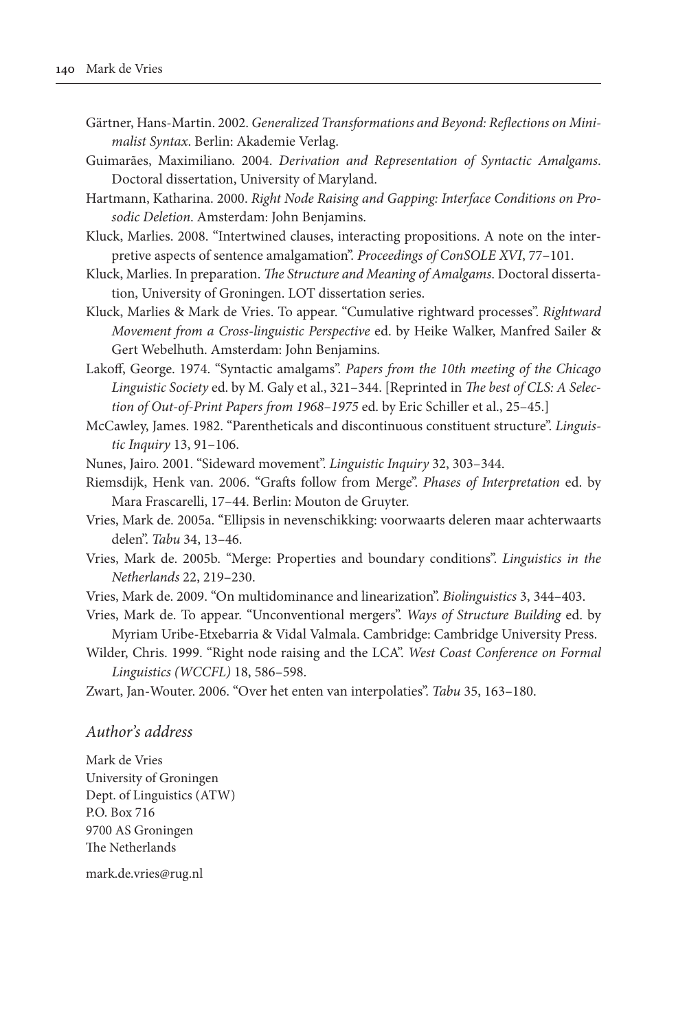Gärtner, Hans-Martin. 2002. *Generalized Transformations and Beyond: Reflections on Minimalist Syntax*. Berlin: Akademie Verlag.

Guimarães, Maximiliano. 2004. *Derivation and Representation of Syntactic Amalgams*. Doctoral dissertation, University of Maryland.

Hartmann, Katharina. 2000. *Right Node Raising and Gapping: Interface Conditions on Prosodic Deletion*. Amsterdam: John Benjamins.

Kluck, Marlies. 2008. "Intertwined clauses, interacting propositions. A note on the interpretive aspects of sentence amalgamation". *Proceedings of ConSOLE XVI*, 77–101.

Kluck, Marlies. In preparation. *The Structure and Meaning of Amalgams*. Doctoral dissertation, University of Groningen. LOT dissertation series.

Kluck, Marlies & Mark de Vries. To appear. "Cumulative rightward processes". *Rightward Movement from a Cross-linguistic Perspective* ed. by Heike Walker, Manfred Sailer & Gert Webelhuth. Amsterdam: John Benjamins.

Lakoff, George. 1974. "Syntactic amalgams". *Papers from the 10th meeting of the Chicago Linguistic Society* ed. by M. Galy et al., 321–344. [Reprinted in *The best of CLS: A Selection of Out-of-Print Papers from 1968–1975* ed. by Eric Schiller et al., 25–45.]

McCawley, James. 1982. "Parentheticals and discontinuous constituent structure". *Linguistic Inquiry* 13, 91–106.

Nunes, Jairo. 2001. "Sideward movement". *Linguistic Inquiry* 32, 303–344.

Riemsdijk, Henk van. 2006. "Grafts follow from Merge". *Phases of Interpretation* ed. by Mara Frascarelli, 17–44. Berlin: Mouton de Gruyter.

Vries, Mark de. 2005a. "Ellipsis in nevenschikking: voorwaarts deleren maar achterwaarts delen". *Tabu* 34, 13–46.

Vries, Mark de. 2005b. "Merge: Properties and boundary conditions". *Linguistics in the Netherlands* 22, 219–230.

Vries, Mark de. 2009. "On multidominance and linearization". *Biolinguistics* 3, 344–403.

Vries, Mark de. To appear. "Unconventional mergers". *Ways of Structure Building* ed. by Myriam Uribe-Etxebarria & Vidal Valmala. Cambridge: Cambridge University Press.

Wilder, Chris. 1999. "Right node raising and the LCA". *West Coast Conference on Formal Linguistics (WCCFL)* 18, 586–598.

Zwart, Jan-Wouter. 2006. "Over het enten van interpolaties". *Tabu* 35, 163–180.

## *Author's address*

Mark de Vries
University of Groningen
Dept. of Linguistics (ATW)
P.O. Box 716
9700 AS Groningen
The Netherlands

mark.de.vries@rug.nl